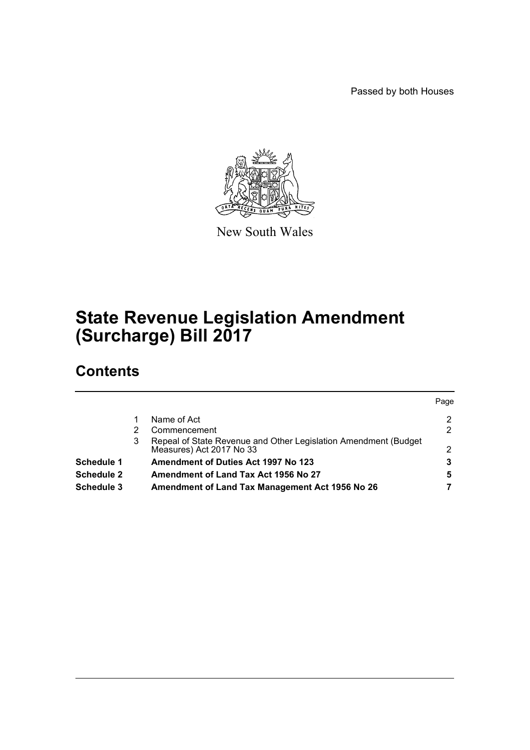Passed by both Houses

New South Wales

# State Revenue Legislation Amendment (Surcharge) Bill 2017

## Contents

| | | | Page |
|---|---|---|---|
| | 1 | Name of Act | 2 |
| | 2 | Commencement | 2 |
| | 3 | Repeal of State Revenue and Other Legislation Amendment (Budget Measures) Act 2017 No 33 | 2 |
| **Schedule 1** | | **Amendment of Duties Act 1997 No 123** | **3** |
| **Schedule 2** | | **Amendment of Land Tax Act 1956 No 27** | **5** |
| **Schedule 3** | | **Amendment of Land Tax Management Act 1956 No 26** | **7** |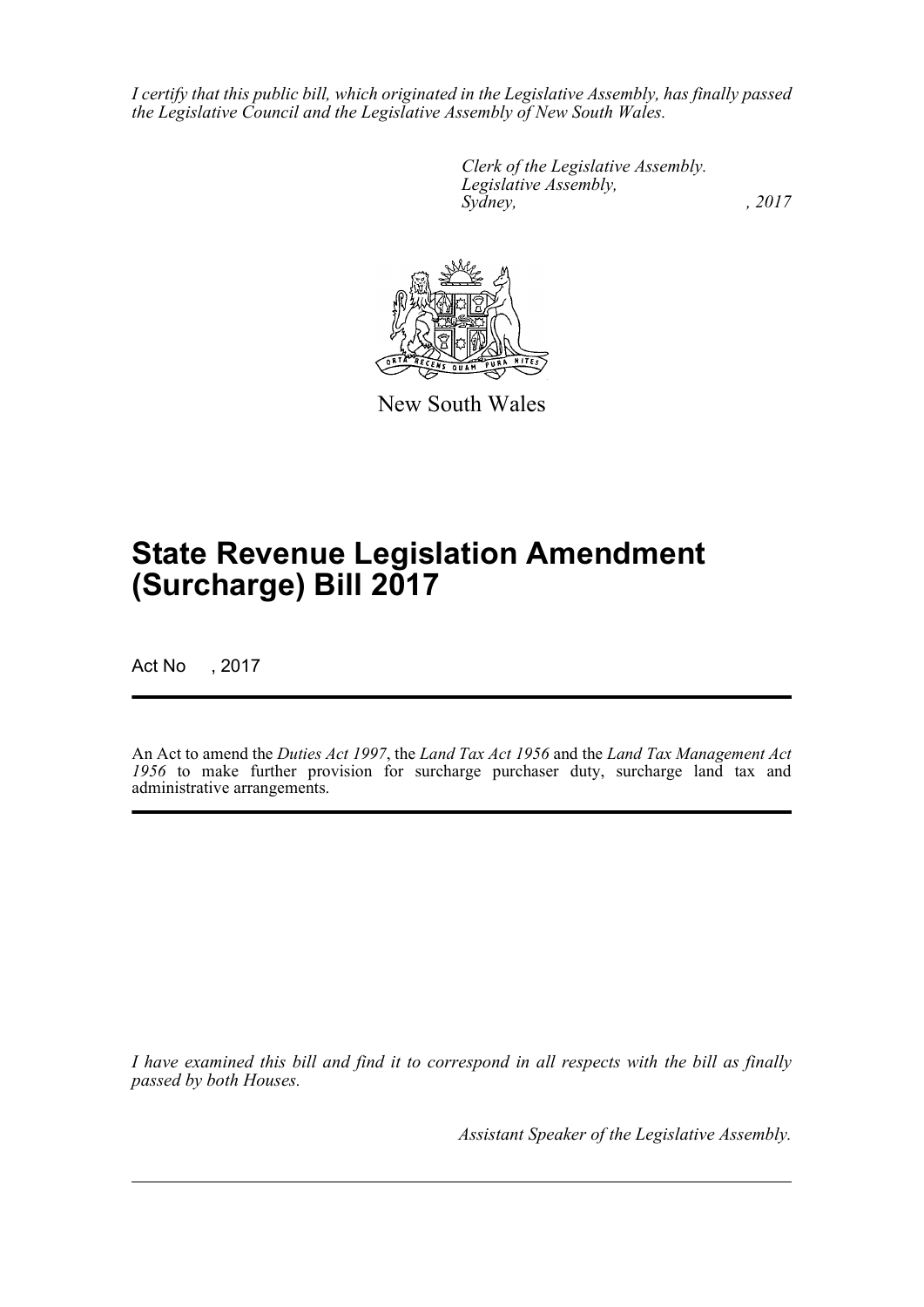*I certify that this public bill, which originated in the Legislative Assembly, has finally passed the Legislative Council and the Legislative Assembly of New South Wales.*

*Clerk of the Legislative Assembly.*
*Legislative Assembly,*
*Sydney, , 2017*

New South Wales

# State Revenue Legislation Amendment (Surcharge) Bill 2017

Act No , 2017

An Act to amend the *Duties Act 1997*, the *Land Tax Act 1956* and the *Land Tax Management Act 1956* to make further provision for surcharge purchaser duty, surcharge land tax and administrative arrangements.

*I have examined this bill and find it to correspond in all respects with the bill as finally passed by both Houses.*

*Assistant Speaker of the Legislative Assembly.*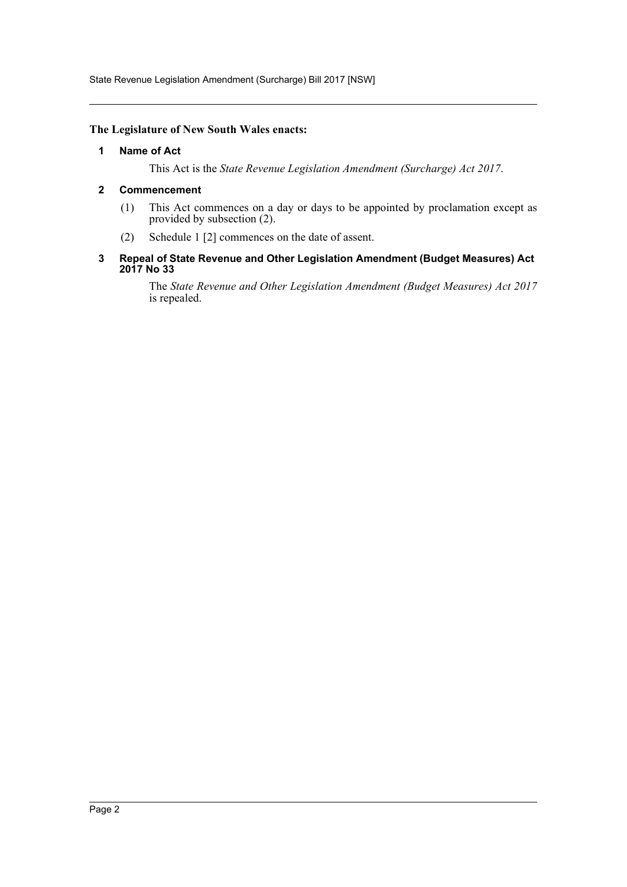**The Legislature of New South Wales enacts:**

## 1 Name of Act

This Act is the *State Revenue Legislation Amendment (Surcharge) Act 2017*.

## 2 Commencement

(1) This Act commences on a day or days to be appointed by proclamation except as provided by subsection (2).

(2) Schedule 1 [2] commences on the date of assent.

## 3 Repeal of State Revenue and Other Legislation Amendment (Budget Measures) Act 2017 No 33

The *State Revenue and Other Legislation Amendment (Budget Measures) Act 2017* is repealed.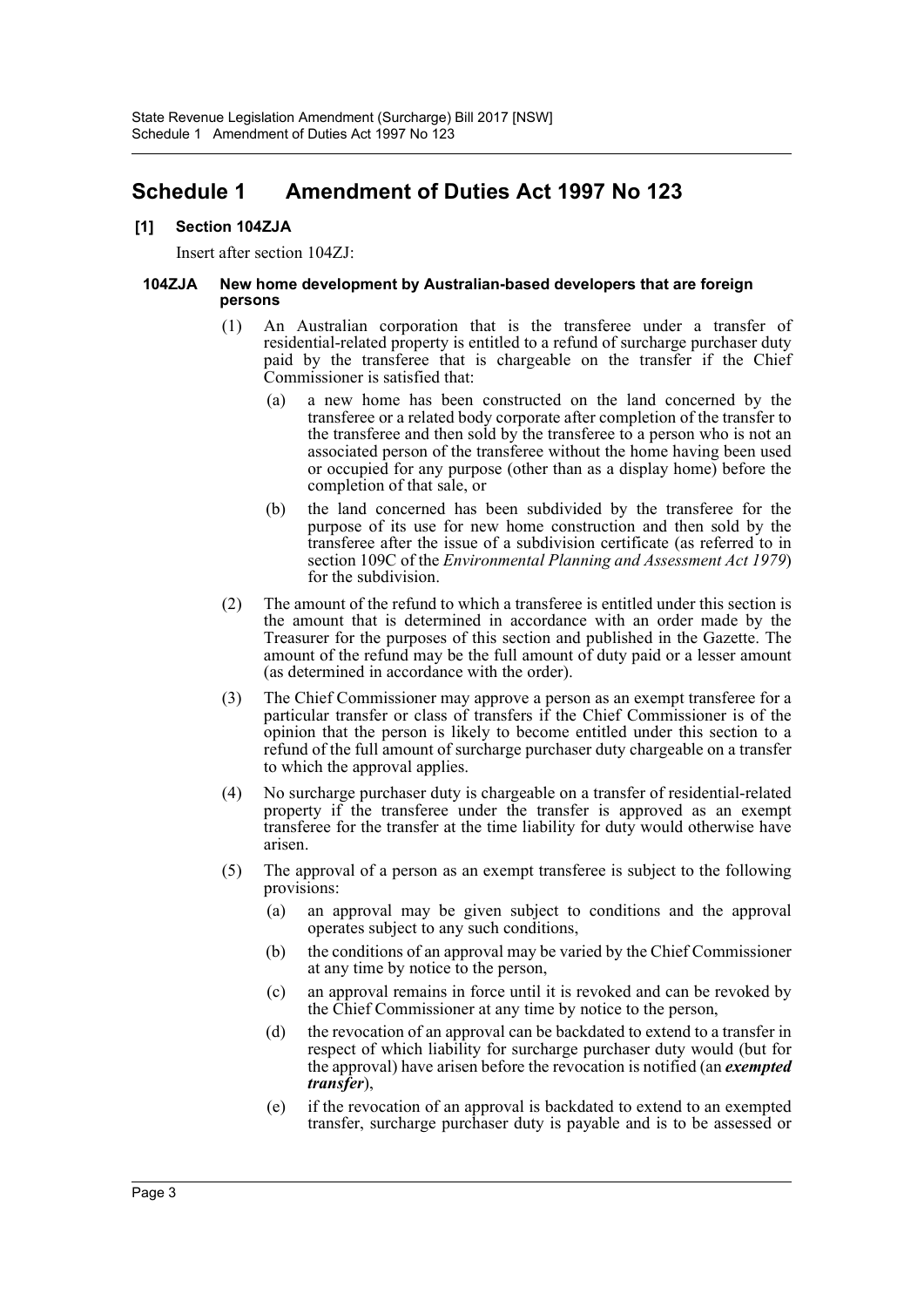# Schedule 1 Amendment of Duties Act 1997 No 123

**[1] Section 104ZJA**

Insert after section 104ZJ:

**104ZJA New home development by Australian-based developers that are foreign persons**

(1) An Australian corporation that is the transferee under a transfer of residential-related property is entitled to a refund of surcharge purchaser duty paid by the transferee that is chargeable on the transfer if the Chief Commissioner is satisfied that:

(a) a new home has been constructed on the land concerned by the transferee or a related body corporate after completion of the transfer to the transferee and then sold by the transferee to a person who is not an associated person of the transferee without the home having been used or occupied for any purpose (other than as a display home) before the completion of that sale, or

(b) the land concerned has been subdivided by the transferee for the purpose of its use for new home construction and then sold by the transferee after the issue of a subdivision certificate (as referred to in section 109C of the *Environmental Planning and Assessment Act 1979*) for the subdivision.

(2) The amount of the refund to which a transferee is entitled under this section is the amount that is determined in accordance with an order made by the Treasurer for the purposes of this section and published in the Gazette. The amount of the refund may be the full amount of duty paid or a lesser amount (as determined in accordance with the order).

(3) The Chief Commissioner may approve a person as an exempt transferee for a particular transfer or class of transfers if the Chief Commissioner is of the opinion that the person is likely to become entitled under this section to a refund of the full amount of surcharge purchaser duty chargeable on a transfer to which the approval applies.

(4) No surcharge purchaser duty is chargeable on a transfer of residential-related property if the transferee under the transfer is approved as an exempt transferee for the transfer at the time liability for duty would otherwise have arisen.

(5) The approval of a person as an exempt transferee is subject to the following provisions:

(a) an approval may be given subject to conditions and the approval operates subject to any such conditions,

(b) the conditions of an approval may be varied by the Chief Commissioner at any time by notice to the person,

(c) an approval remains in force until it is revoked and can be revoked by the Chief Commissioner at any time by notice to the person,

(d) the revocation of an approval can be backdated to extend to a transfer in respect of which liability for surcharge purchaser duty would (but for the approval) have arisen before the revocation is notified (an ***exempted transfer***),

(e) if the revocation of an approval is backdated to extend to an exempted transfer, surcharge purchaser duty is payable and is to be assessed or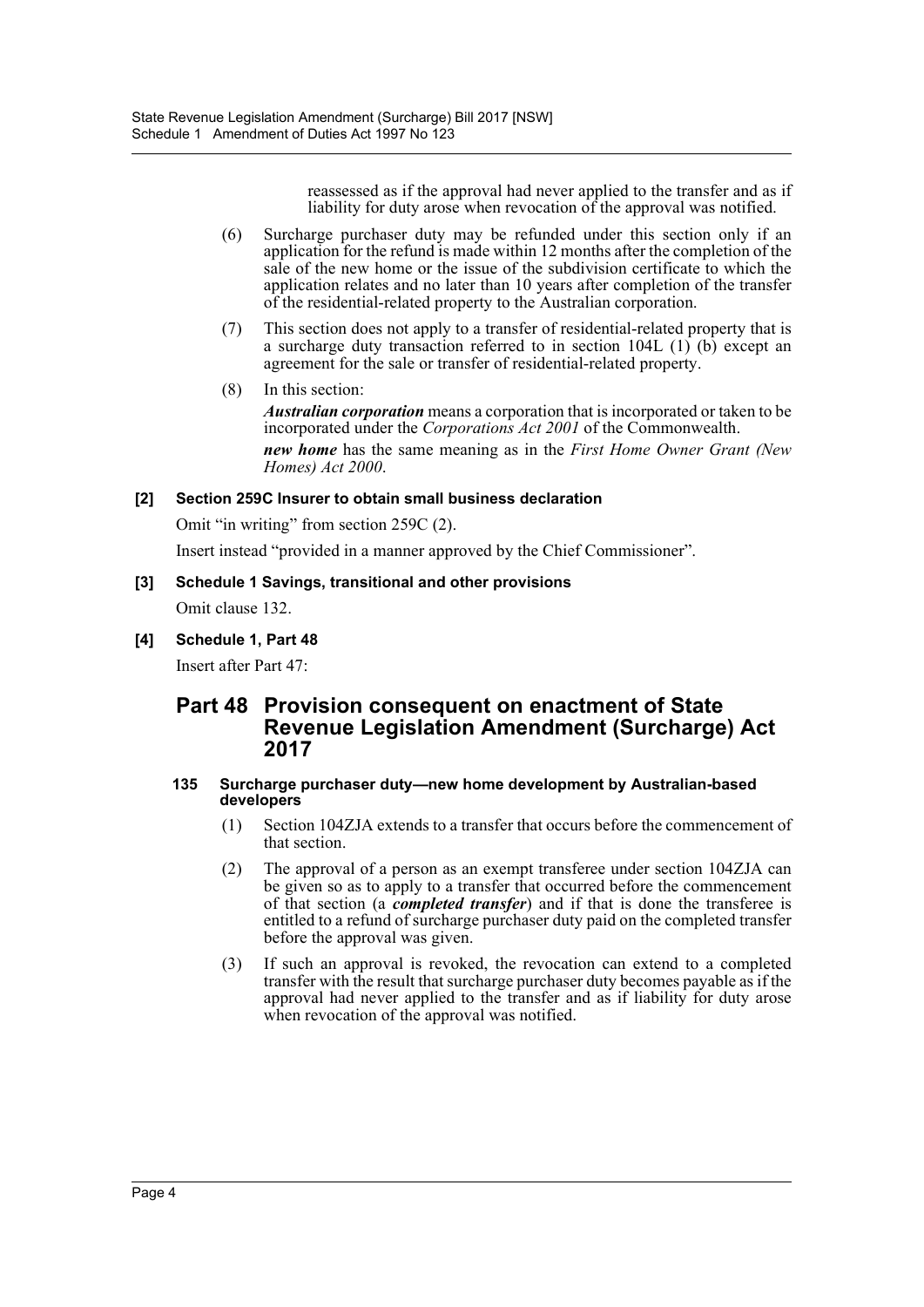reassessed as if the approval had never applied to the transfer and as if liability for duty arose when revocation of the approval was notified.

(6) Surcharge purchaser duty may be refunded under this section only if an application for the refund is made within 12 months after the completion of the sale of the new home or the issue of the subdivision certificate to which the application relates and no later than 10 years after completion of the transfer of the residential-related property to the Australian corporation.

(7) This section does not apply to a transfer of residential-related property that is a surcharge duty transaction referred to in section 104L (1) (b) except an agreement for the sale or transfer of residential-related property.

(8) In this section:

***Australian corporation*** means a corporation that is incorporated or taken to be incorporated under the *Corporations Act 2001* of the Commonwealth.

***new home*** has the same meaning as in the *First Home Owner Grant (New Homes) Act 2000*.

**[2] Section 259C Insurer to obtain small business declaration**

Omit "in writing" from section 259C (2).

Insert instead "provided in a manner approved by the Chief Commissioner".

**[3] Schedule 1 Savings, transitional and other provisions**

Omit clause 132.

**[4] Schedule 1, Part 48**

Insert after Part 47:

## Part 48 Provision consequent on enactment of State Revenue Legislation Amendment (Surcharge) Act 2017

**135 Surcharge purchaser duty—new home development by Australian-based developers**

(1) Section 104ZJA extends to a transfer that occurs before the commencement of that section.

(2) The approval of a person as an exempt transferee under section 104ZJA can be given so as to apply to a transfer that occurred before the commencement of that section (a ***completed transfer***) and if that is done the transferee is entitled to a refund of surcharge purchaser duty paid on the completed transfer before the approval was given.

(3) If such an approval is revoked, the revocation can extend to a completed transfer with the result that surcharge purchaser duty becomes payable as if the approval had never applied to the transfer and as if liability for duty arose when revocation of the approval was notified.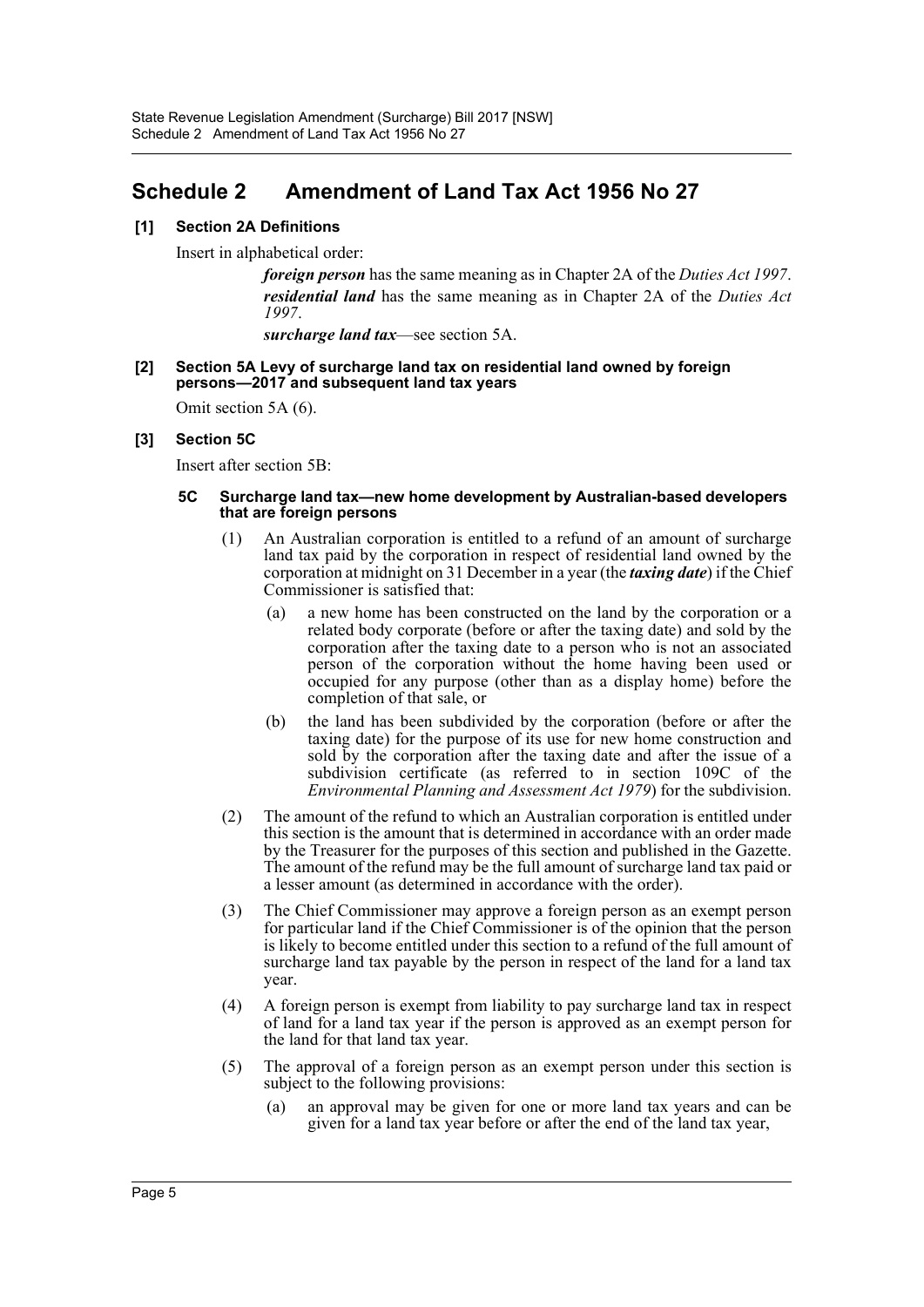# Schedule 2 Amendment of Land Tax Act 1956 No 27

**[1] Section 2A Definitions**

Insert in alphabetical order:

> ***foreign person*** has the same meaning as in Chapter 2A of the *Duties Act 1997*.
>
> ***residential land*** has the same meaning as in Chapter 2A of the *Duties Act 1997*.
>
> ***surcharge land tax***—see section 5A.

**[2] Section 5A Levy of surcharge land tax on residential land owned by foreign persons—2017 and subsequent land tax years**

Omit section 5A (6).

**[3] Section 5C**

Insert after section 5B:

**5C Surcharge land tax—new home development by Australian-based developers that are foreign persons**

(1) An Australian corporation is entitled to a refund of an amount of surcharge land tax paid by the corporation in respect of residential land owned by the corporation at midnight on 31 December in a year (the ***taxing date***) if the Chief Commissioner is satisfied that:

(a) a new home has been constructed on the land by the corporation or a related body corporate (before or after the taxing date) and sold by the corporation after the taxing date to a person who is not an associated person of the corporation without the home having been used or occupied for any purpose (other than as a display home) before the completion of that sale, or

(b) the land has been subdivided by the corporation (before or after the taxing date) for the purpose of its use for new home construction and sold by the corporation after the taxing date and after the issue of a subdivision certificate (as referred to in section 109C of the *Environmental Planning and Assessment Act 1979*) for the subdivision.

(2) The amount of the refund to which an Australian corporation is entitled under this section is the amount that is determined in accordance with an order made by the Treasurer for the purposes of this section and published in the Gazette. The amount of the refund may be the full amount of surcharge land tax paid or a lesser amount (as determined in accordance with the order).

(3) The Chief Commissioner may approve a foreign person as an exempt person for particular land if the Chief Commissioner is of the opinion that the person is likely to become entitled under this section to a refund of the full amount of surcharge land tax payable by the person in respect of the land for a land tax year.

(4) A foreign person is exempt from liability to pay surcharge land tax in respect of land for a land tax year if the person is approved as an exempt person for the land for that land tax year.

(5) The approval of a foreign person as an exempt person under this section is subject to the following provisions:

(a) an approval may be given for one or more land tax years and can be given for a land tax year before or after the end of the land tax year,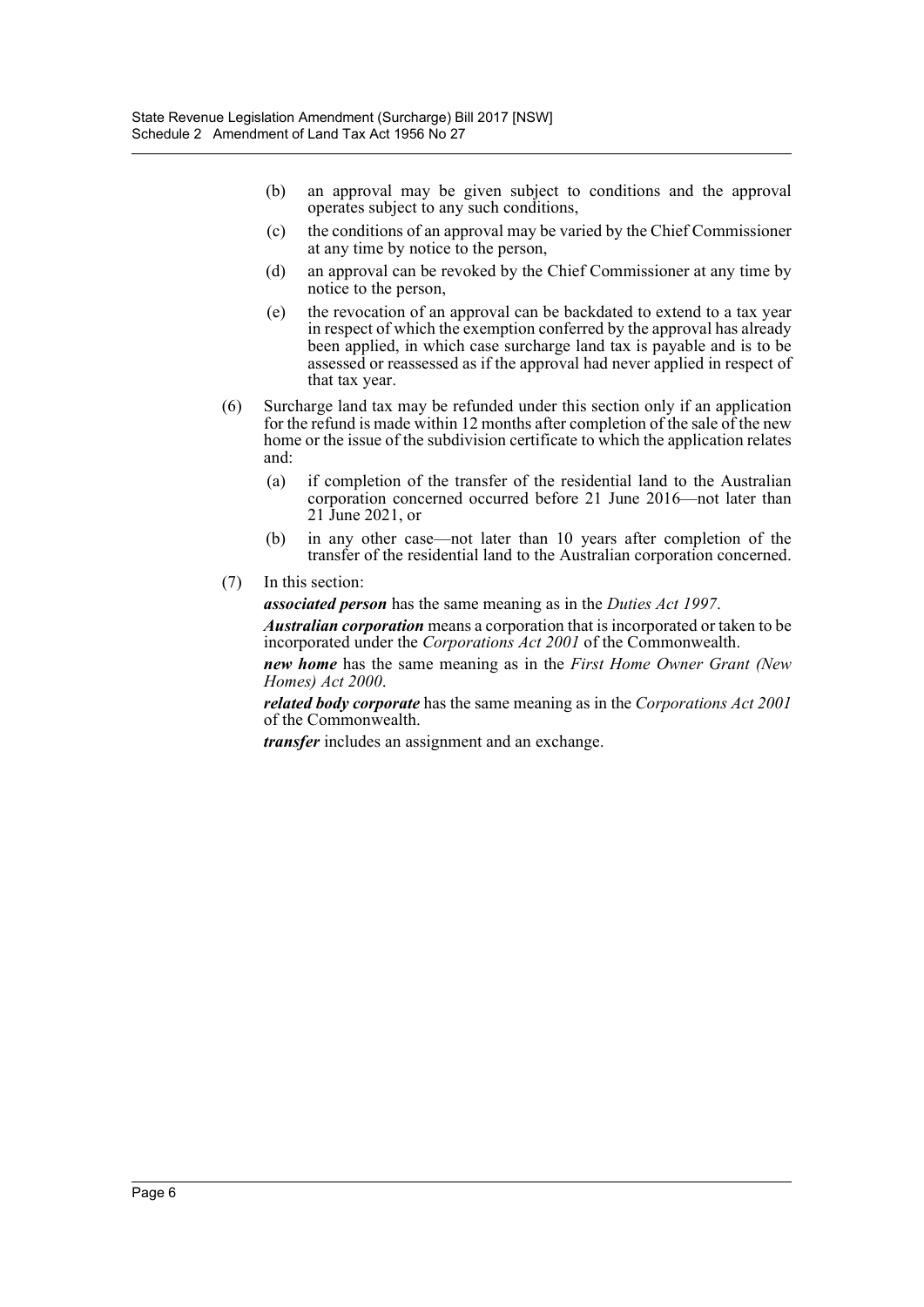(b) an approval may be given subject to conditions and the approval operates subject to any such conditions,

(c) the conditions of an approval may be varied by the Chief Commissioner at any time by notice to the person,

(d) an approval can be revoked by the Chief Commissioner at any time by notice to the person,

(e) the revocation of an approval can be backdated to extend to a tax year in respect of which the exemption conferred by the approval has already been applied, in which case surcharge land tax is payable and is to be assessed or reassessed as if the approval had never applied in respect of that tax year.

(6) Surcharge land tax may be refunded under this section only if an application for the refund is made within 12 months after completion of the sale of the new home or the issue of the subdivision certificate to which the application relates and:

(a) if completion of the transfer of the residential land to the Australian corporation concerned occurred before 21 June 2016—not later than 21 June 2021, or

(b) in any other case—not later than 10 years after completion of the transfer of the residential land to the Australian corporation concerned.

(7) In this section:

***associated person*** has the same meaning as in the *Duties Act 1997*.

***Australian corporation*** means a corporation that is incorporated or taken to be incorporated under the *Corporations Act 2001* of the Commonwealth.

***new home*** has the same meaning as in the *First Home Owner Grant (New Homes) Act 2000*.

***related body corporate*** has the same meaning as in the *Corporations Act 2001* of the Commonwealth.

***transfer*** includes an assignment and an exchange.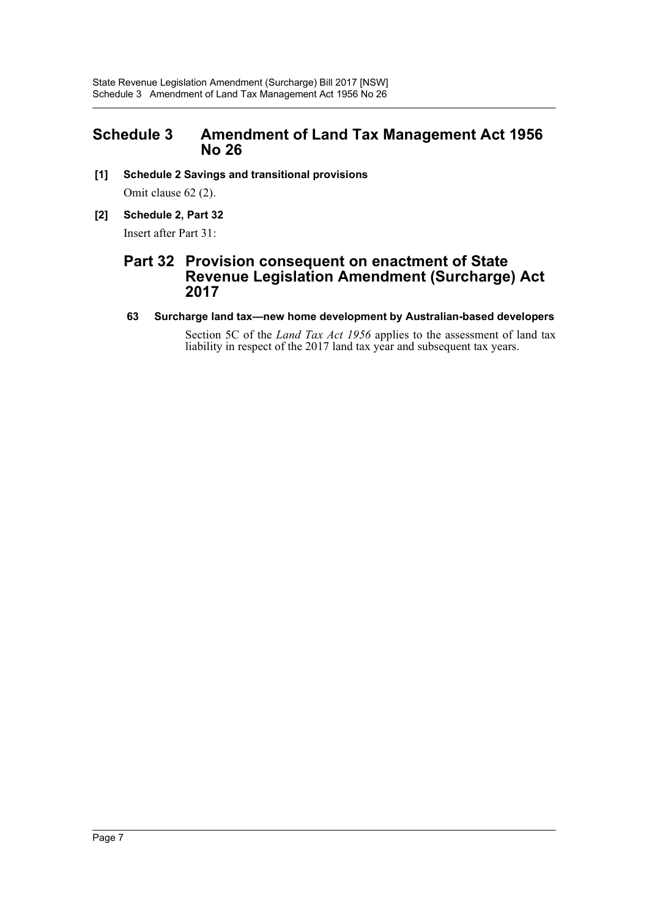## Schedule 3 Amendment of Land Tax Management Act 1956 No 26

**[1] Schedule 2 Savings and transitional provisions**

Omit clause 62 (2).

**[2] Schedule 2, Part 32**

Insert after Part 31:

### Part 32 Provision consequent on enactment of State Revenue Legislation Amendment (Surcharge) Act 2017

**63 Surcharge land tax—new home development by Australian-based developers**

Section 5C of the *Land Tax Act 1956* applies to the assessment of land tax liability in respect of the 2017 land tax year and subsequent tax years.